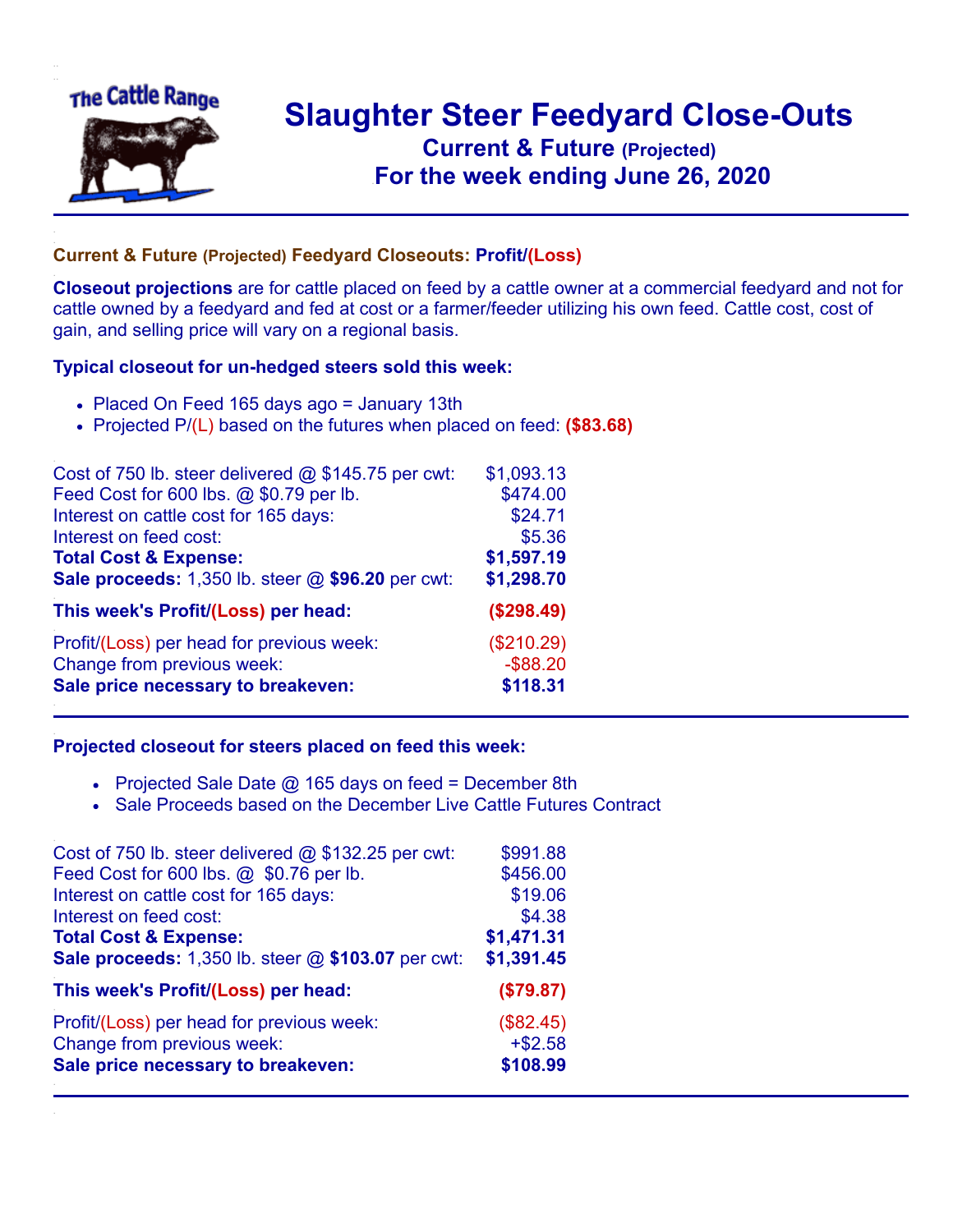# Slaughter Steer Feedyard Close-Outs
## Current & Future (Projected)
## For the week ending June 26, 2020

### Current & Future (Projected) Feedyard Closeouts: Profit/(Loss)

**Closeout projections** are for cattle placed on feed by a cattle owner at a commercial feedyard and not for cattle owned by a feedyard and fed at cost or a farmer/feeder utilizing his own feed. Cattle cost, cost of gain, and selling price will vary on a regional basis.

### Typical closeout for un-hedged steers sold this week:

- Placed On Feed 165 days ago = January 13th
- Projected P/(L) based on the futures when placed on feed: **($83.68)**

| | |
|---|---|
| Cost of 750 lb. steer delivered @ $145.75 per cwt: | $1,093.13 |
| Feed Cost for 600 lbs. @ $0.79 per lb. | $474.00 |
| Interest on cattle cost for 165 days: | $24.71 |
| Interest on feed cost: | $5.36 |
| **Total Cost & Expense:** | **$1,597.19** |
| **Sale proceeds:** 1,350 lb. steer @ **$96.20** per cwt: | **$1,298.70** |
| **This week's Profit/(Loss) per head:** | **($298.49)** |
| Profit/(Loss) per head for previous week: | ($210.29) |
| Change from previous week: | -$88.20 |
| **Sale price necessary to breakeven:** | **$118.31** |

### Projected closeout for steers placed on feed this week:

- Projected Sale Date @ 165 days on feed = December 8th
- Sale Proceeds based on the December Live Cattle Futures Contract

| | |
|---|---|
| Cost of 750 lb. steer delivered @ $132.25 per cwt: | $991.88 |
| Feed Cost for 600 lbs. @ $0.76 per lb. | $456.00 |
| Interest on cattle cost for 165 days: | $19.06 |
| Interest on feed cost: | $4.38 |
| **Total Cost & Expense:** | **$1,471.31** |
| **Sale proceeds:** 1,350 lb. steer @ **$103.07** per cwt: | **$1,391.45** |
| **This week's Profit/(Loss) per head:** | **($79.87)** |
| Profit/(Loss) per head for previous week: | ($82.45) |
| Change from previous week: | +$2.58 |
| **Sale price necessary to breakeven:** | **$108.99** |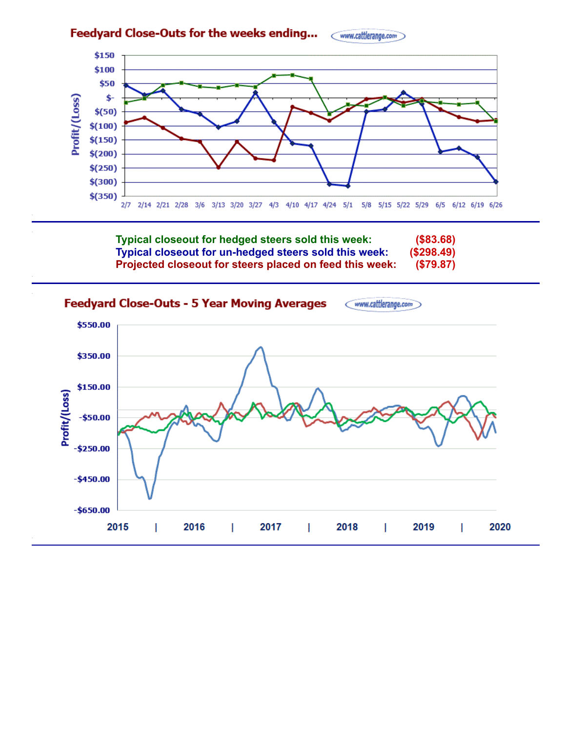## Feedyard Close-Outs for the weeks ending...

www.cattlerange.com

Profit/(Loss)

$150
$100
$50
$-
$(50)
$(100)
$(150)
$(200)
$(250)
$(300)
$(350)

2/7 2/14 2/21 2/28 3/6 3/13 3/20 3/27 4/3 4/10 4/17 4/24 5/1 5/8 5/15 5/22 5/29 6/5 6/12 6/19 6/26

---

**Typical closeout for hedged steers sold this week: ($83.68)**
**Typical closeout for un-hedged steers sold this week: ($298.49)**
**Projected closeout for steers placed on feed this week: ($79.87)**

---

## Feedyard Close-Outs - 5 Year Moving Averages

www.cattlerange.com

Profit/(Loss)

$550.00
$350.00
$150.00
-$50.00
-$250.00
-$450.00
-$650.00

2015 | 2016 | 2017 | 2018 | 2019 | 2020